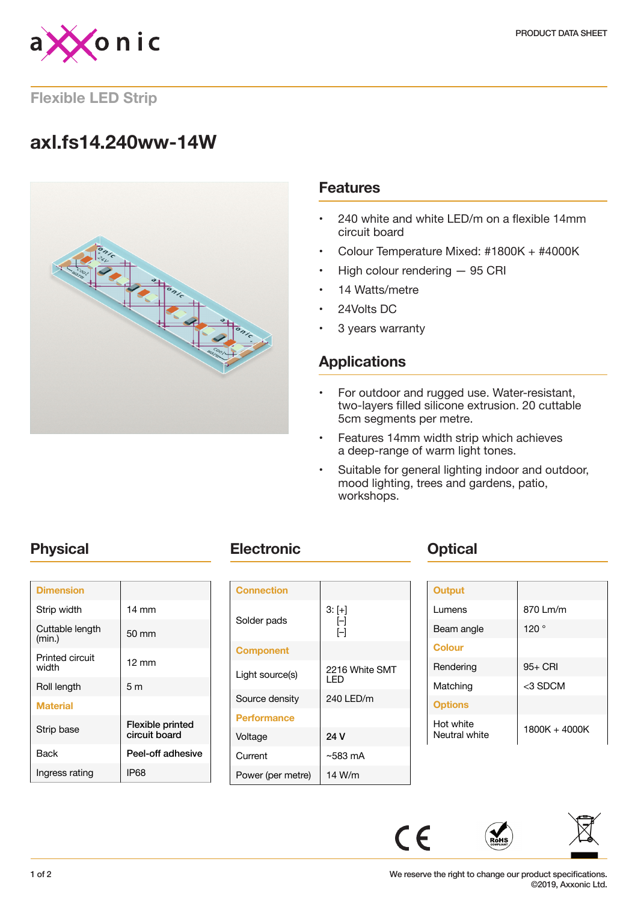PRODUCT DATA SHEET

## Flexible LED Strip

# axl.fs14.240ww-14W

## Features

- 240 white and white LED/m on a flexible 14mm circuit board
- Colour Temperature Mixed: #1800K + #4000K
- High colour rendering — 95 CRI
- 14 Watts/metre
- 24Volts DC
- 3 years warranty

## Applications

- For outdoor and rugged use. Water-resistant, two-layers filled silicone extrusion. 20 cuttable 5cm segments per metre.
- Features 14mm width strip which achieves a deep-range of warm light tones.
- Suitable for general lighting indoor and outdoor, mood lighting, trees and gardens, patio, workshops.

## Physical

| Dimension | |
|---|---|
| Strip width | 14 mm |
| Cuttable length (min.) | 50 mm |
| Printed circuit width | 12 mm |
| Roll length | 5 m |
| **Material** | |
| Strip base | Flexible printed circuit board |
| Back | Peel-off adhesive |
| Ingress rating | IP68 |

## Electronic

| Connection | |
|---|---|
| Solder pads | 3: [+] [-] [-] |
| **Component** | |
| Light source(s) | 2216 White SMT LED |
| Source density | 240 LED/m |
| **Performance** | |
| Voltage | 24 V |
| Current | ~583 mA |
| Power (per metre) | 14 W/m |

## Optical

| Output | |
|---|---|
| Lumens | 870 Lm/m |
| Beam angle | 120 ° |
| **Colour** | |
| Rendering | 95+ CRI |
| Matching | <3 SDCM |
| **Options** | |
| Hot white Neutral white | 1800K + 4000K |

We reserve the right to change our product specifications.
©2019, Axxonic Ltd.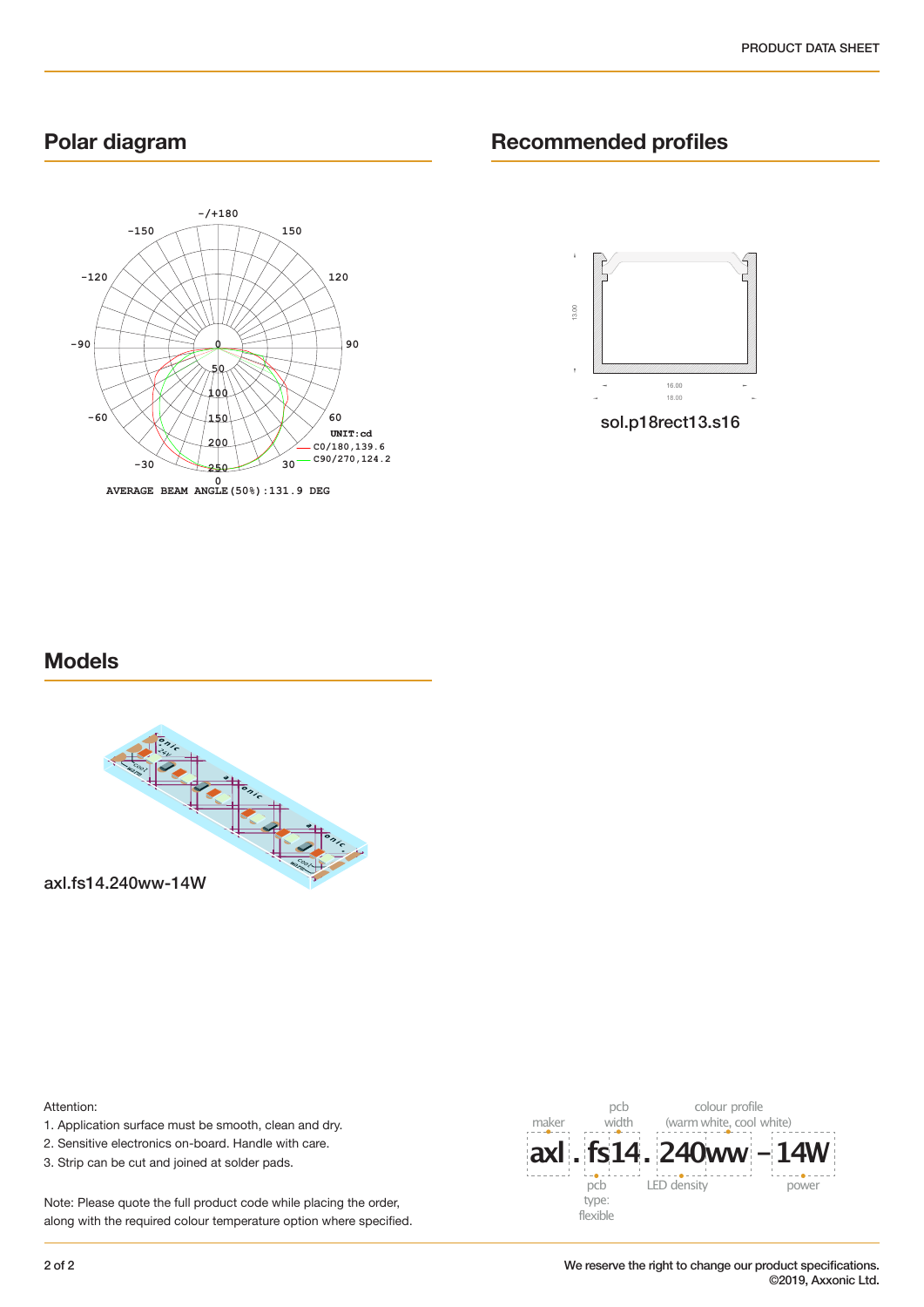## Polar diagram

-/+180
-150
150
-120
120
-90
90
-60
60
-30
30
0
0
50
100
150
200
250
UNIT:cd
C0/180,139.6
C90/270,124.2
AVERAGE BEAM ANGLE(50%):131.9 DEG

## Recommended profiles

13.00
16.00
18.00

sol.p18rect13.s16

## Models

axl.fs14.240ww-14W

Attention:

1. Application surface must be smooth, clean and dry.
2. Sensitive electronics on-board. Handle with care.
3. Strip can be cut and joined at solder pads.

Note: Please quote the full product code while placing the order, along with the required colour temperature option where specified.

maker
pcb width
colour profile (warm white, cool white)

axl . fs14 . 240ww – 14W

pcb type: flexible
LED density
power

We reserve the right to change our product specifications.
©2019, Axxonic Ltd.